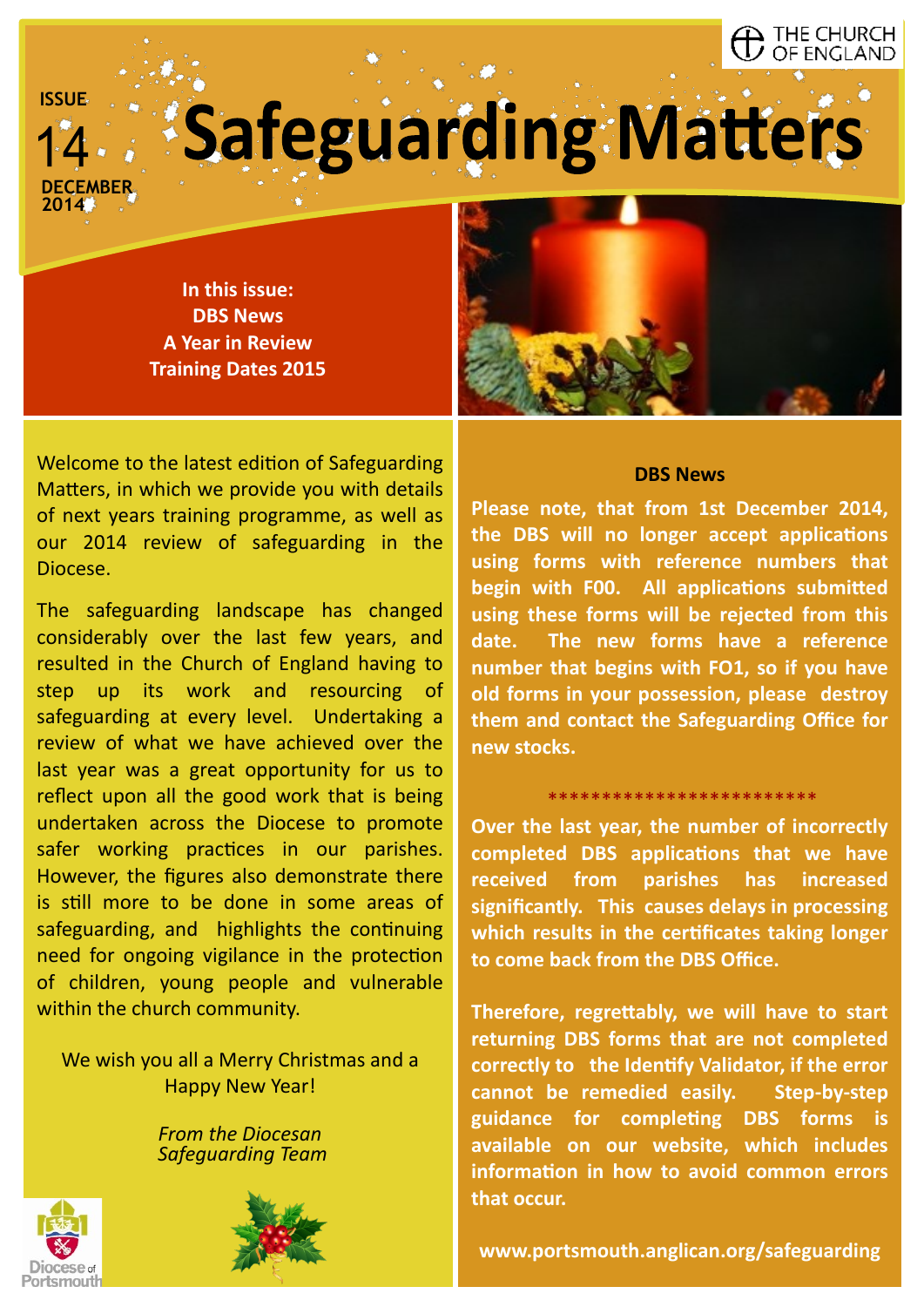THE CHURCH OF ENGLAND

ISSUE 14

DECEMBER 2014

# Safeguarding Matters

**In this issue:**
**DBS News**
**A Year in Review**
**Training Dates 2015**

Welcome to the latest edition of Safeguarding Matters, in which we provide you with details of next years training programme, as well as our 2014 review of safeguarding in the Diocese.

The safeguarding landscape has changed considerably over the last few years, and resulted in the Church of England having to step up its work and resourcing of safeguarding at every level. Undertaking a review of what we have achieved over the last year was a great opportunity for us to reflect upon all the good work that is being undertaken across the Diocese to promote safer working practices in our parishes. However, the figures also demonstrate there is still more to be done in some areas of safeguarding, and highlights the continuing need for ongoing vigilance in the protection of children, young people and vulnerable within the church community.

We wish you all a Merry Christmas and a Happy New Year!

*From the Diocesan Safeguarding Team*

Diocese of Portsmouth

## DBS News

**Please note, that from 1st December 2014, the DBS will no longer accept applications using forms with reference numbers that begin with F00. All applications submitted using these forms will be rejected from this date. The new forms have a reference number that begins with FO1, so if you have old forms in your possession, please destroy them and contact the Safeguarding Office for new stocks.**

\*\*\*\*\*\*\*\*\*\*\*\*\*\*\*\*\*\*\*\*\*\*\*\*\*

**Over the last year, the number of incorrectly completed DBS applications that we have received from parishes has increased significantly. This causes delays in processing which results in the certificates taking longer to come back from the DBS Office.**

**Therefore, regrettably, we will have to start returning DBS forms that are not completed correctly to the Identify Validator, if the error cannot be remedied easily. Step-by-step guidance for completing DBS forms is available on our website, which includes information in how to avoid common errors that occur.**

**www.portsmouth.anglican.org/safeguarding**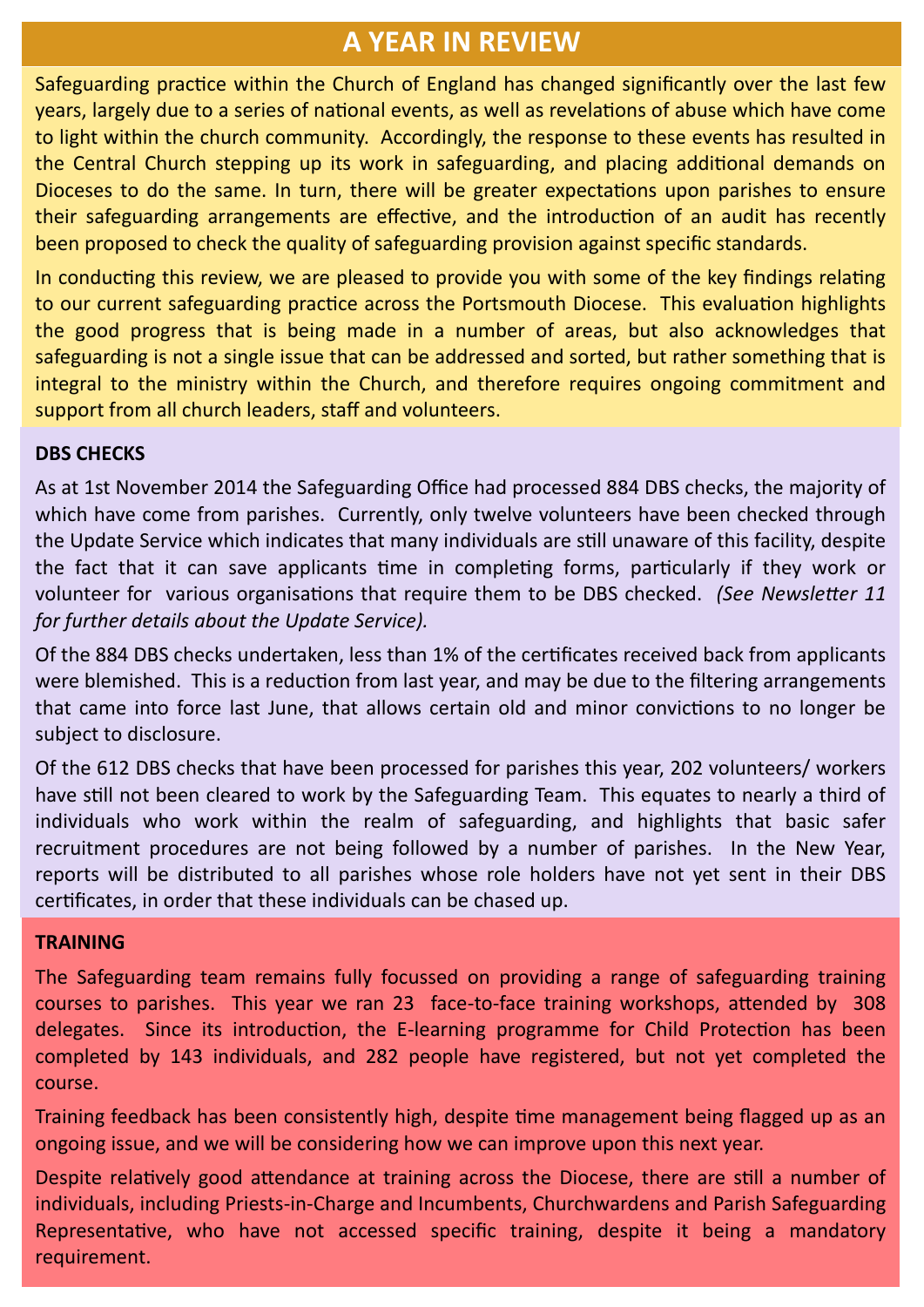# A YEAR IN REVIEW

Safeguarding practice within the Church of England has changed significantly over the last few years, largely due to a series of national events, as well as revelations of abuse which have come to light within the church community. Accordingly, the response to these events has resulted in the Central Church stepping up its work in safeguarding, and placing additional demands on Dioceses to do the same. In turn, there will be greater expectations upon parishes to ensure their safeguarding arrangements are effective, and the introduction of an audit has recently been proposed to check the quality of safeguarding provision against specific standards.

In conducting this review, we are pleased to provide you with some of the key findings relating to our current safeguarding practice across the Portsmouth Diocese. This evaluation highlights the good progress that is being made in a number of areas, but also acknowledges that safeguarding is not a single issue that can be addressed and sorted, but rather something that is integral to the ministry within the Church, and therefore requires ongoing commitment and support from all church leaders, staff and volunteers.

## DBS CHECKS

As at 1st November 2014 the Safeguarding Office had processed 884 DBS checks, the majority of which have come from parishes. Currently, only twelve volunteers have been checked through the Update Service which indicates that many individuals are still unaware of this facility, despite the fact that it can save applicants time in completing forms, particularly if they work or volunteer for various organisations that require them to be DBS checked. *(See Newsletter 11 for further details about the Update Service).*

Of the 884 DBS checks undertaken, less than 1% of the certificates received back from applicants were blemished. This is a reduction from last year, and may be due to the filtering arrangements that came into force last June, that allows certain old and minor convictions to no longer be subject to disclosure.

Of the 612 DBS checks that have been processed for parishes this year, 202 volunteers/ workers have still not been cleared to work by the Safeguarding Team. This equates to nearly a third of individuals who work within the realm of safeguarding, and highlights that basic safer recruitment procedures are not being followed by a number of parishes. In the New Year, reports will be distributed to all parishes whose role holders have not yet sent in their DBS certificates, in order that these individuals can be chased up.

## TRAINING

The Safeguarding team remains fully focussed on providing a range of safeguarding training courses to parishes. This year we ran 23 face-to-face training workshops, attended by 308 delegates. Since its introduction, the E-learning programme for Child Protection has been completed by 143 individuals, and 282 people have registered, but not yet completed the course.

Training feedback has been consistently high, despite time management being flagged up as an ongoing issue, and we will be considering how we can improve upon this next year.

Despite relatively good attendance at training across the Diocese, there are still a number of individuals, including Priests-in-Charge and Incumbents, Churchwardens and Parish Safeguarding Representative, who have not accessed specific training, despite it being a mandatory requirement.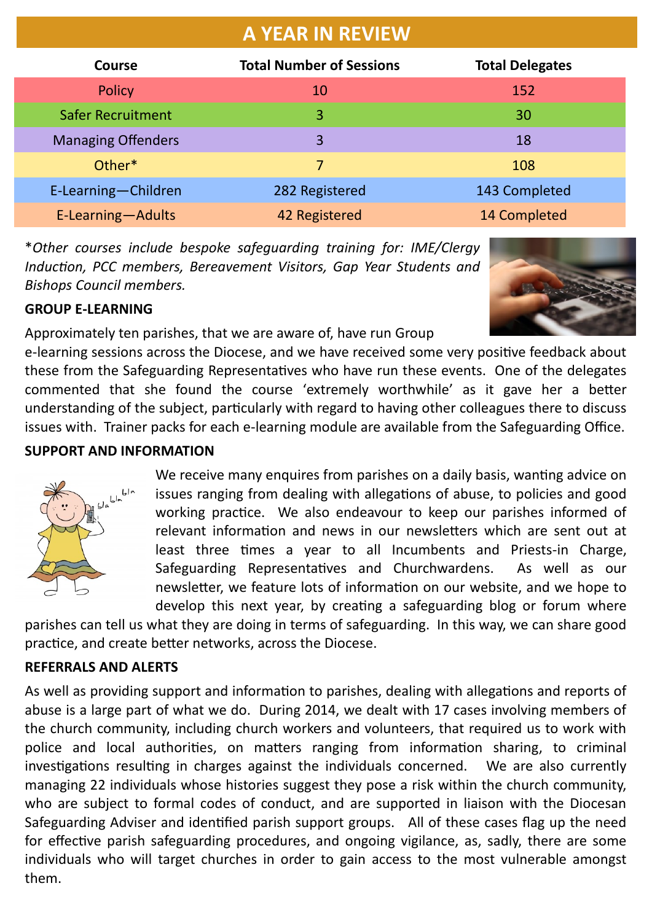# A YEAR IN REVIEW

| Course | Total Number of Sessions | Total Delegates |
|---|---|---|
| Policy | 10 | 152 |
| Safer Recruitment | 3 | 30 |
| Managing Offenders | 3 | 18 |
| Other* | 7 | 108 |
| E-Learning—Children | 282 Registered | 143 Completed |
| E-Learning—Adults | 42 Registered | 14 Completed |

**Other courses include bespoke safeguarding training for: IME/Clergy Induction, PCC members, Bereavement Visitors, Gap Year Students and Bishops Council members.*

**GROUP E-LEARNING**

Approximately ten parishes, that we are aware of, have run Group e-learning sessions across the Diocese, and we have received some very positive feedback about these from the Safeguarding Representatives who have run these events. One of the delegates commented that she found the course 'extremely worthwhile' as it gave her a better understanding of the subject, particularly with regard to having other colleagues there to discuss issues with. Trainer packs for each e-learning module are available from the Safeguarding Office.

**SUPPORT AND INFORMATION**

We receive many enquires from parishes on a daily basis, wanting advice on issues ranging from dealing with allegations of abuse, to policies and good working practice. We also endeavour to keep our parishes informed of relevant information and news in our newsletters which are sent out at least three times a year to all Incumbents and Priests-in Charge, Safeguarding Representatives and Churchwardens. As well as our newsletter, we feature lots of information on our website, and we hope to develop this next year, by creating a safeguarding blog or forum where parishes can tell us what they are doing in terms of safeguarding. In this way, we can share good practice, and create better networks, across the Diocese.

**REFERRALS AND ALERTS**

As well as providing support and information to parishes, dealing with allegations and reports of abuse is a large part of what we do. During 2014, we dealt with 17 cases involving members of the church community, including church workers and volunteers, that required us to work with police and local authorities, on matters ranging from information sharing, to criminal investigations resulting in charges against the individuals concerned. We are also currently managing 22 individuals whose histories suggest they pose a risk within the church community, who are subject to formal codes of conduct, and are supported in liaison with the Diocesan Safeguarding Adviser and identified parish support groups. All of these cases flag up the need for effective parish safeguarding procedures, and ongoing vigilance, as, sadly, there are some individuals who will target churches in order to gain access to the most vulnerable amongst them.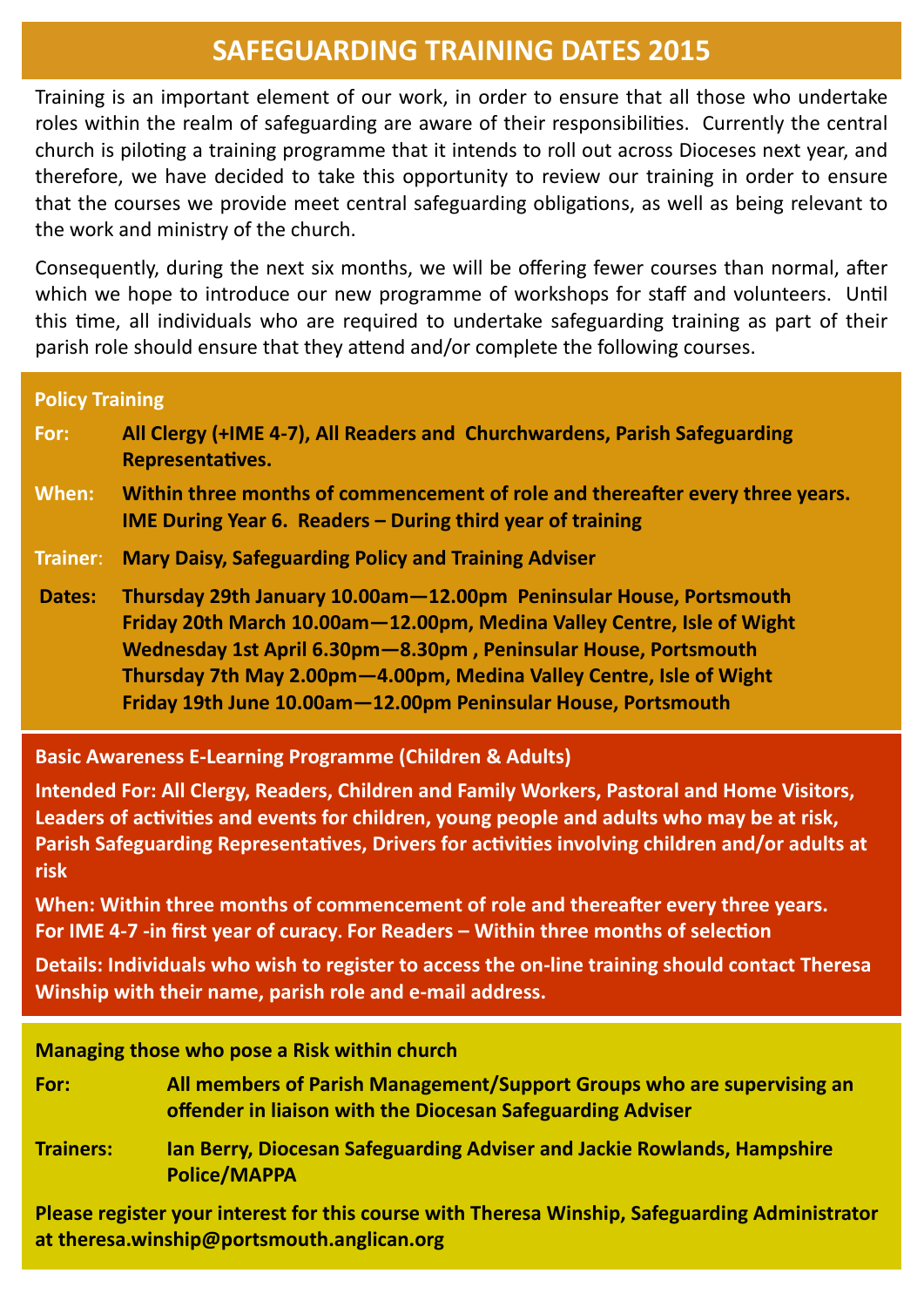# SAFEGUARDING TRAINING DATES 2015

Training is an important element of our work, in order to ensure that all those who undertake roles within the realm of safeguarding are aware of their responsibilities. Currently the central church is piloting a training programme that it intends to roll out across Dioceses next year, and therefore, we have decided to take this opportunity to review our training in order to ensure that the courses we provide meet central safeguarding obligations, as well as being relevant to the work and ministry of the church.

Consequently, during the next six months, we will be offering fewer courses than normal, after which we hope to introduce our new programme of workshops for staff and volunteers. Until this time, all individuals who are required to undertake safeguarding training as part of their parish role should ensure that they attend and/or complete the following courses.

## Policy Training

**For:** All Clergy (+IME 4-7), All Readers and Churchwardens, Parish Safeguarding Representatives.

**When:** Within three months of commencement of role and thereafter every three years. IME During Year 6. Readers – During third year of training

**Trainer:** Mary Daisy, Safeguarding Policy and Training Adviser

**Dates:**
- Thursday 29th January 10.00am—12.00pm Peninsular House, Portsmouth
- Friday 20th March 10.00am—12.00pm, Medina Valley Centre, Isle of Wight
- Wednesday 1st April 6.30pm—8.30pm , Peninsular House, Portsmouth
- Thursday 7th May 2.00pm—4.00pm, Medina Valley Centre, Isle of Wight
- Friday 19th June 10.00am—12.00pm Peninsular House, Portsmouth

## Basic Awareness E-Learning Programme (Children & Adults)

**Intended For:** All Clergy, Readers, Children and Family Workers, Pastoral and Home Visitors, Leaders of activities and events for children, young people and adults who may be at risk, Parish Safeguarding Representatives, Drivers for activities involving children and/or adults at risk

**When:** Within three months of commencement of role and thereafter every three years. For IME 4-7 -in first year of curacy. For Readers – Within three months of selection

**Details:** Individuals who wish to register to access the on-line training should contact Theresa Winship with their name, parish role and e-mail address.

## Managing those who pose a Risk within church

**For:** All members of Parish Management/Support Groups who are supervising an offender in liaison with the Diocesan Safeguarding Adviser

**Trainers:** Ian Berry, Diocesan Safeguarding Adviser and Jackie Rowlands, Hampshire Police/MAPPA

**Please register your interest for this course with Theresa Winship, Safeguarding Administrator at theresa.winship@portsmouth.anglican.org**